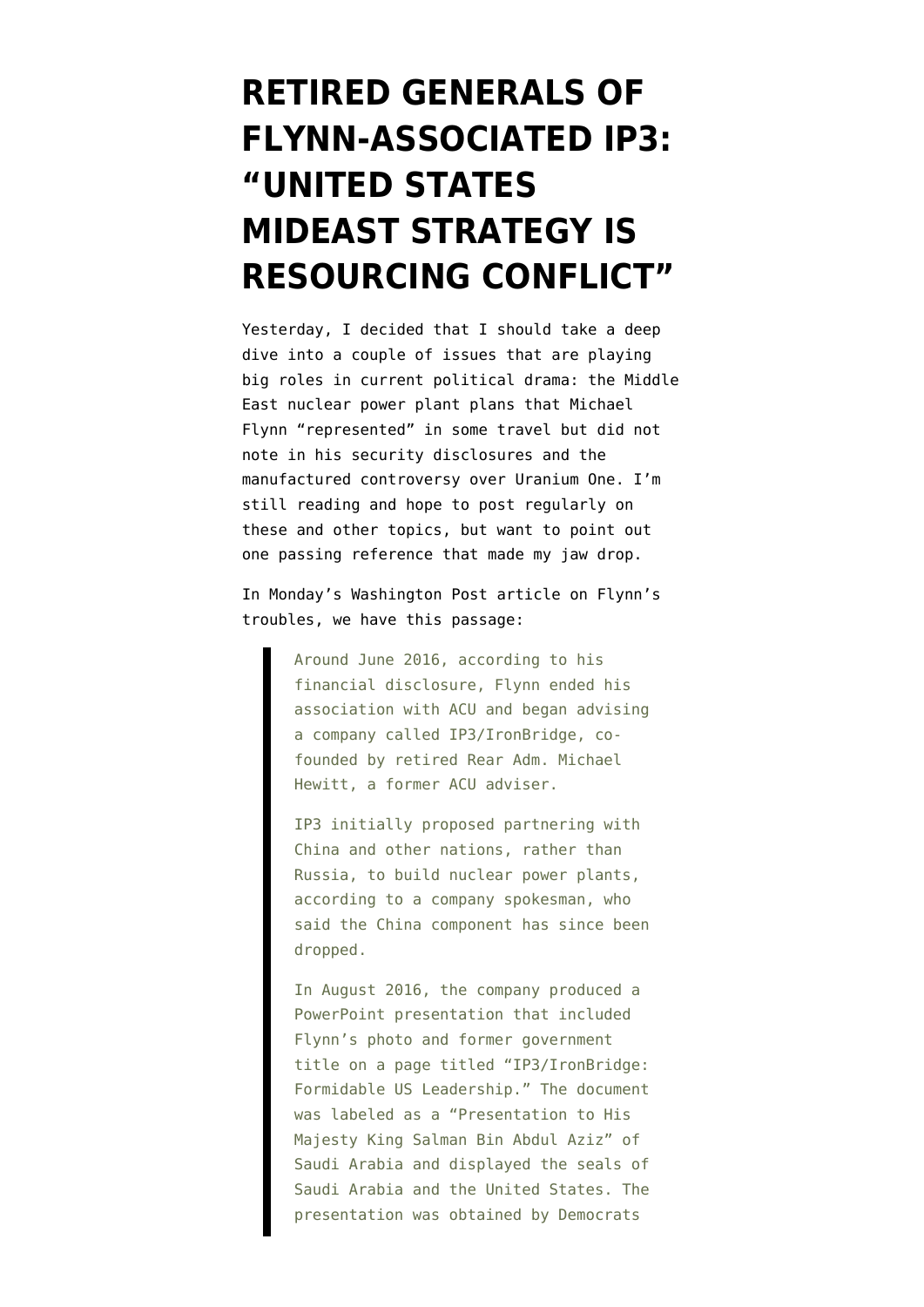# RETIRED GENERALS OF FLYNN-ASSOCIATED IP3: "UNITED STATES MIDEAST STRATEGY IS RESOURCING CONFLICT"

Yesterday, I decided that I should take a deep dive into a couple of issues that are playing big roles in current political drama: the Middle East nuclear power plant plans that Michael Flynn "represented" in some travel but did not note in his security disclosures and the manufactured controversy over Uranium One. I'm still reading and hope to post regularly on these and other topics, but want to point out one passing reference that made my jaw drop.

In Monday's Washington Post article on Flynn's troubles, we have this passage:

> Around June 2016, according to his financial disclosure, Flynn ended his association with ACU and began advising a company called IP3/IronBridge, co-founded by retired Rear Adm. Michael Hewitt, a former ACU adviser.
>
> IP3 initially proposed partnering with China and other nations, rather than Russia, to build nuclear power plants, according to a company spokesman, who said the China component has since been dropped.
>
> In August 2016, the company produced a PowerPoint presentation that included Flynn's photo and former government title on a page titled "IP3/IronBridge: Formidable US Leadership." The document was labeled as a "Presentation to His Majesty King Salman Bin Abdul Aziz" of Saudi Arabia and displayed the seals of Saudi Arabia and the United States. The presentation was obtained by Democrats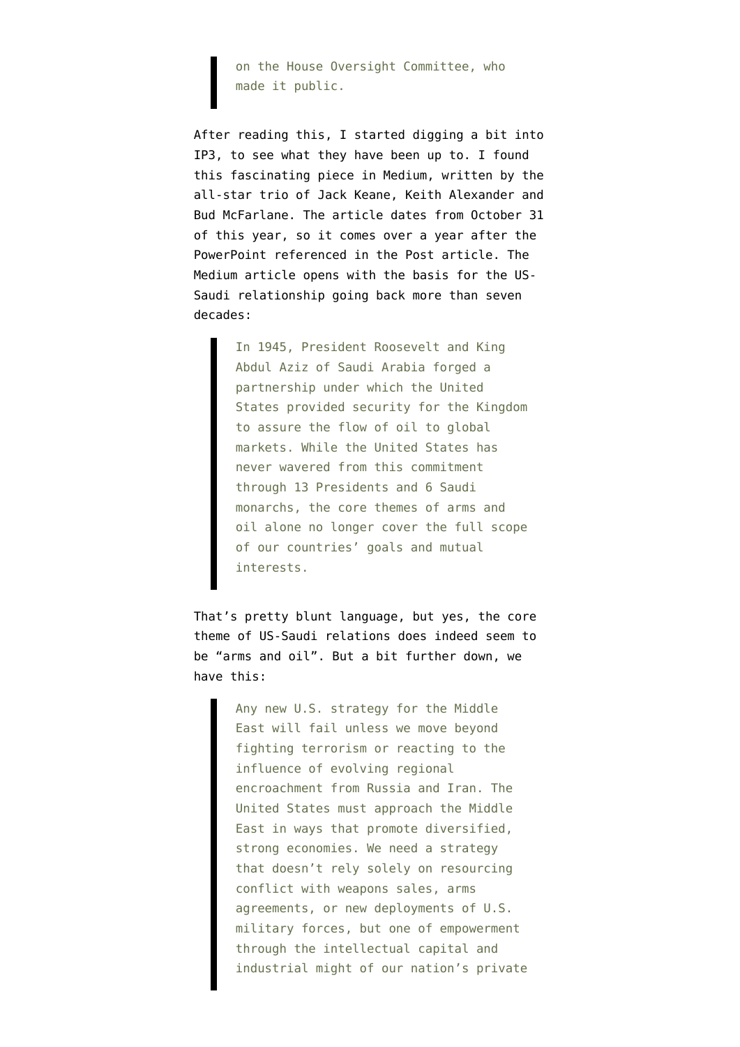> on the House Oversight Committee, who made it public.

After reading this, I started digging a bit into IP3, to see what they have been up to. I found this fascinating piece in Medium, written by the all-star trio of Jack Keane, Keith Alexander and Bud McFarlane. The article dates from October 31 of this year, so it comes over a year after the PowerPoint referenced in the Post article. The Medium article opens with the basis for the US-Saudi relationship going back more than seven decades:

> In 1945, President Roosevelt and King Abdul Aziz of Saudi Arabia forged a partnership under which the United States provided security for the Kingdom to assure the flow of oil to global markets. While the United States has never wavered from this commitment through 13 Presidents and 6 Saudi monarchs, the core themes of arms and oil alone no longer cover the full scope of our countries' goals and mutual interests.

That's pretty blunt language, but yes, the core theme of US-Saudi relations does indeed seem to be "arms and oil". But a bit further down, we have this:

> Any new U.S. strategy for the Middle East will fail unless we move beyond fighting terrorism or reacting to the influence of evolving regional encroachment from Russia and Iran. The United States must approach the Middle East in ways that promote diversified, strong economies. We need a strategy that doesn't rely solely on resourcing conflict with weapons sales, arms agreements, or new deployments of U.S. military forces, but one of empowerment through the intellectual capital and industrial might of our nation's private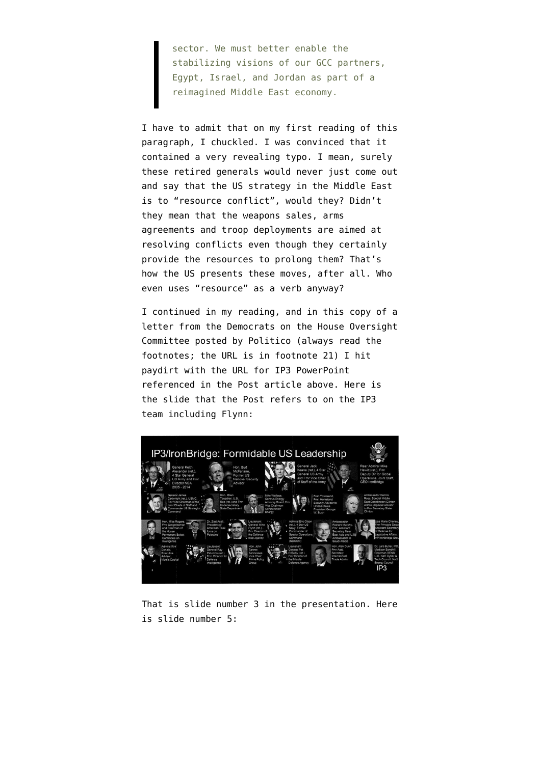> sector. We must better enable the stabilizing visions of our GCC partners, Egypt, Israel, and Jordan as part of a reimagined Middle East economy.

I have to admit that on my first reading of this paragraph, I chuckled. I was convinced that it contained a very revealing typo. I mean, surely these retired generals would never just come out and say that the US strategy in the Middle East is to "resource conflict", would they? Didn't they mean that the weapons sales, arms agreements and troop deployments are aimed at resolving conflicts even though they certainly provide the resources to prolong them? That's how the US presents these moves, after all. Who even uses "resource" as a verb anyway?

I continued in my reading, and in this copy of a letter from the Democrats on the House Oversight Committee posted by Politico (always read the footnotes; the URL is in footnote 21) I hit paydirt with the URL for IP3 PowerPoint referenced in the Post article above. Here is the slide that the Post refers to on the IP3 team including Flynn:

That is slide number 3 in the presentation. Here is slide number 5: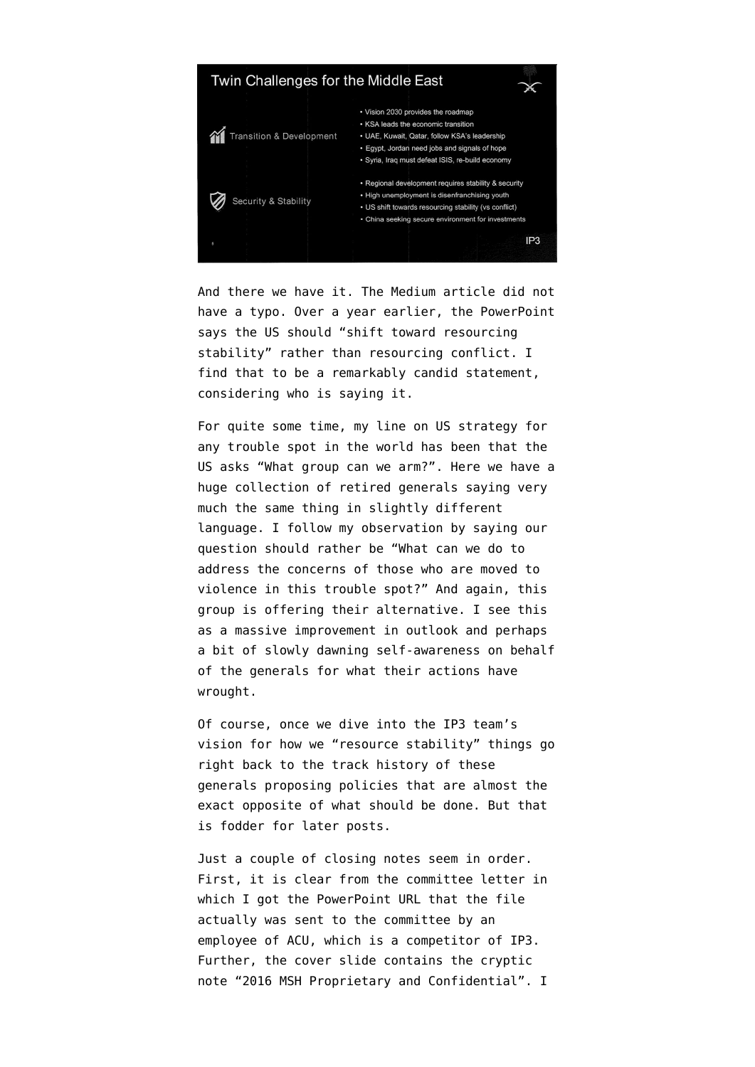## Twin Challenges for the Middle East

**Transition & Development**

- Vision 2030 provides the roadmap
- KSA leads the economic transition
- UAE, Kuwait, Qatar, follow KSA's leadership
- Egypt, Jordan need jobs and signals of hope
- Syria, Iraq must defeat ISIS, re-build economy

**Security & Stability**

- Regional development requires stability & security
- High unemployment is disenfranchising youth
- US shift towards resourcing stability (vs conflict)
- China seeking secure environment for investments

IP3

And there we have it. The Medium article did not have a typo. Over a year earlier, the PowerPoint says the US should "shift toward resourcing stability" rather than resourcing conflict. I find that to be a remarkably candid statement, considering who is saying it.

For quite some time, my line on US strategy for any trouble spot in the world has been that the US asks "What group can we arm?". Here we have a huge collection of retired generals saying very much the same thing in slightly different language. I follow my observation by saying our question should rather be "What can we do to address the concerns of those who are moved to violence in this trouble spot?" And again, this group is offering their alternative. I see this as a massive improvement in outlook and perhaps a bit of slowly dawning self-awareness on behalf of the generals for what their actions have wrought.

Of course, once we dive into the IP3 team's vision for how we "resource stability" things go right back to the track history of these generals proposing policies that are almost the exact opposite of what should be done. But that is fodder for later posts.

Just a couple of closing notes seem in order. First, it is clear from the committee letter in which I got the PowerPoint URL that the file actually was sent to the committee by an employee of ACU, which is a competitor of IP3. Further, the cover slide contains the cryptic note "2016 MSH Proprietary and Confidential". I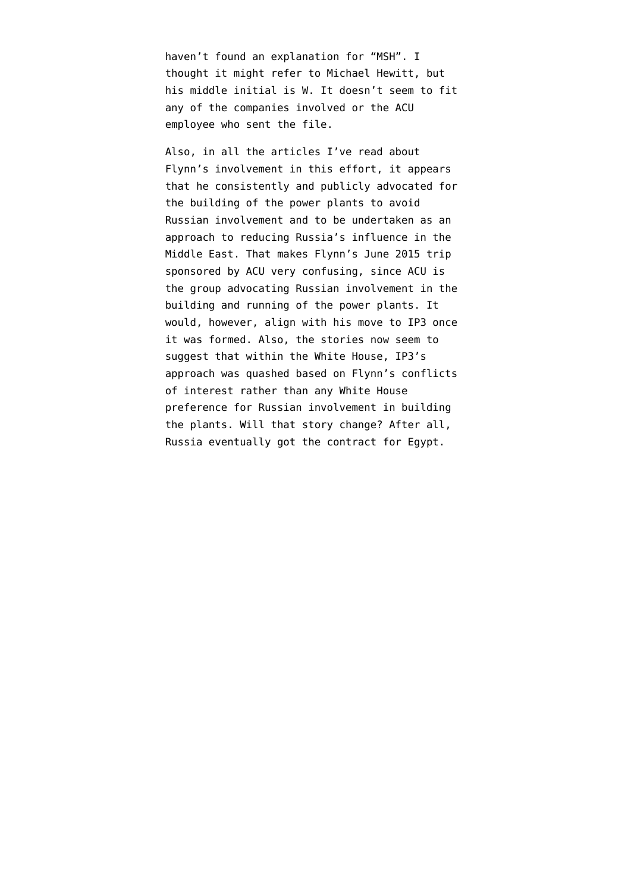haven't found an explanation for "MSH". I thought it might refer to Michael Hewitt, but his middle initial is W. It doesn't seem to fit any of the companies involved or the ACU employee who sent the file.

Also, in all the articles I've read about Flynn's involvement in this effort, it appears that he consistently and publicly advocated for the building of the power plants to avoid Russian involvement and to be undertaken as an approach to reducing Russia's influence in the Middle East. That makes Flynn's June 2015 trip sponsored by ACU very confusing, since ACU is the group advocating Russian involvement in the building and running of the power plants. It would, however, align with his move to IP3 once it was formed. Also, the stories now seem to suggest that within the White House, IP3's approach was quashed based on Flynn's conflicts of interest rather than any White House preference for Russian involvement in building the plants. Will that story change? After all, Russia eventually got the contract for Egypt.